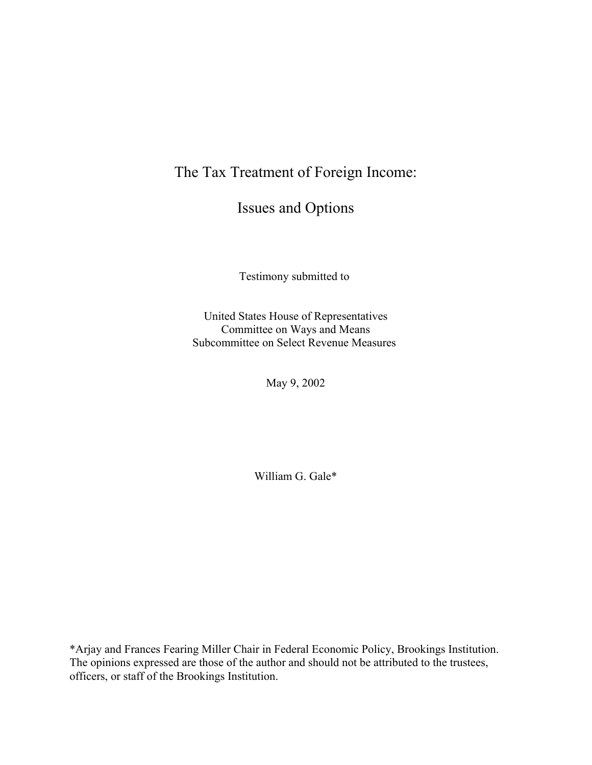# The Tax Treatment of Foreign Income:

# Issues and Options

Testimony submitted to

United States House of Representatives
Committee on Ways and Means
Subcommittee on Select Revenue Measures

May 9, 2002

William G. Gale*

*Arjay and Frances Fearing Miller Chair in Federal Economic Policy, Brookings Institution. The opinions expressed are those of the author and should not be attributed to the trustees, officers, or staff of the Brookings Institution.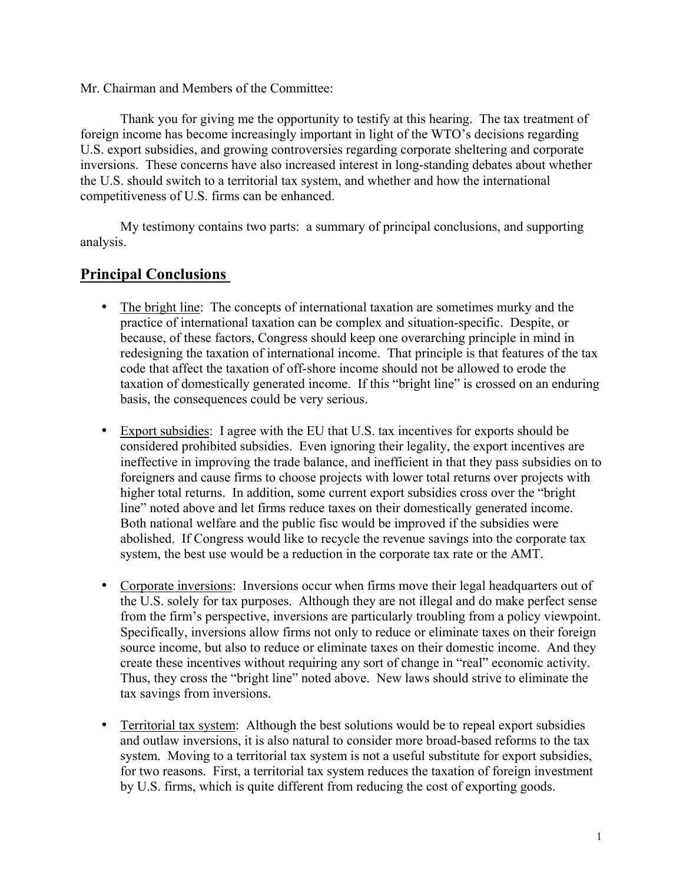Mr. Chairman and Members of the Committee:

Thank you for giving me the opportunity to testify at this hearing. The tax treatment of foreign income has become increasingly important in light of the WTO's decisions regarding U.S. export subsidies, and growing controversies regarding corporate sheltering and corporate inversions. These concerns have also increased interest in long-standing debates about whether the U.S. should switch to a territorial tax system, and whether and how the international competitiveness of U.S. firms can be enhanced.

My testimony contains two parts: a summary of principal conclusions, and supporting analysis.

## Principal Conclusions

- The bright line: The concepts of international taxation are sometimes murky and the practice of international taxation can be complex and situation-specific. Despite, or because, of these factors, Congress should keep one overarching principle in mind in redesigning the taxation of international income. That principle is that features of the tax code that affect the taxation of off-shore income should not be allowed to erode the taxation of domestically generated income. If this "bright line" is crossed on an enduring basis, the consequences could be very serious.

- Export subsidies: I agree with the EU that U.S. tax incentives for exports should be considered prohibited subsidies. Even ignoring their legality, the export incentives are ineffective in improving the trade balance, and inefficient in that they pass subsidies on to foreigners and cause firms to choose projects with lower total returns over projects with higher total returns. In addition, some current export subsidies cross over the "bright line" noted above and let firms reduce taxes on their domestically generated income. Both national welfare and the public fisc would be improved if the subsidies were abolished. If Congress would like to recycle the revenue savings into the corporate tax system, the best use would be a reduction in the corporate tax rate or the AMT.

- Corporate inversions: Inversions occur when firms move their legal headquarters out of the U.S. solely for tax purposes. Although they are not illegal and do make perfect sense from the firm's perspective, inversions are particularly troubling from a policy viewpoint. Specifically, inversions allow firms not only to reduce or eliminate taxes on their foreign source income, but also to reduce or eliminate taxes on their domestic income. And they create these incentives without requiring any sort of change in "real" economic activity. Thus, they cross the "bright line" noted above. New laws should strive to eliminate the tax savings from inversions.

- Territorial tax system: Although the best solutions would be to repeal export subsidies and outlaw inversions, it is also natural to consider more broad-based reforms to the tax system. Moving to a territorial tax system is not a useful substitute for export subsidies, for two reasons. First, a territorial tax system reduces the taxation of foreign investment by U.S. firms, which is quite different from reducing the cost of exporting goods.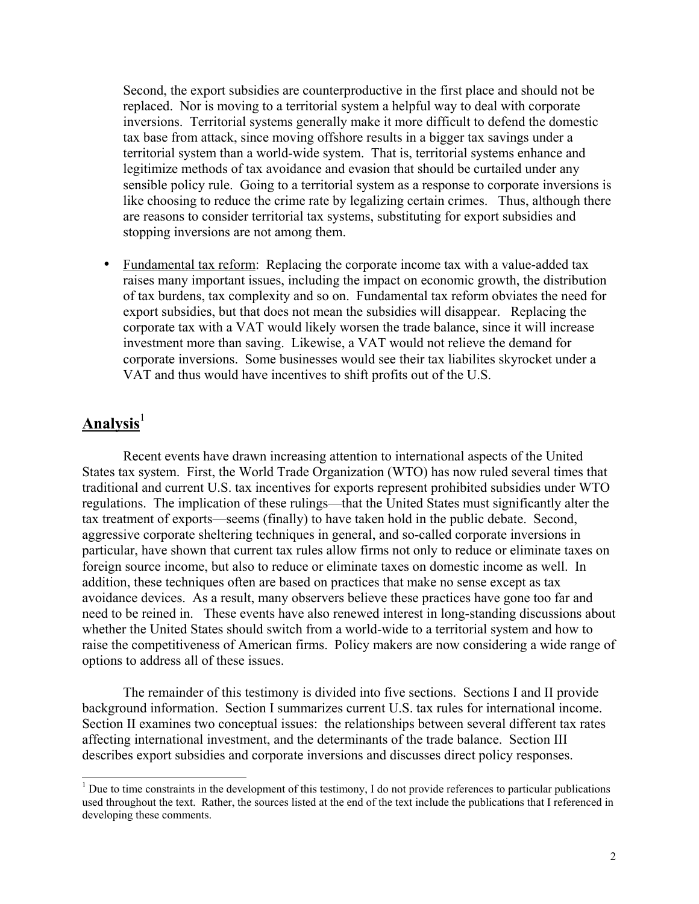Second, the export subsidies are counterproductive in the first place and should not be replaced. Nor is moving to a territorial system a helpful way to deal with corporate inversions. Territorial systems generally make it more difficult to defend the domestic tax base from attack, since moving offshore results in a bigger tax savings under a territorial system than a world-wide system. That is, territorial systems enhance and legitimize methods of tax avoidance and evasion that should be curtailed under any sensible policy rule. Going to a territorial system as a response to corporate inversions is like choosing to reduce the crime rate by legalizing certain crimes. Thus, although there are reasons to consider territorial tax systems, substituting for export subsidies and stopping inversions are not among them.

- Fundamental tax reform: Replacing the corporate income tax with a value-added tax raises many important issues, including the impact on economic growth, the distribution of tax burdens, tax complexity and so on. Fundamental tax reform obviates the need for export subsidies, but that does not mean the subsidies will disappear. Replacing the corporate tax with a VAT would likely worsen the trade balance, since it will increase investment more than saving. Likewise, a VAT would not relieve the demand for corporate inversions. Some businesses would see their tax liabilites skyrocket under a VAT and thus would have incentives to shift profits out of the U.S.

## Analysis[1]

Recent events have drawn increasing attention to international aspects of the United States tax system. First, the World Trade Organization (WTO) has now ruled several times that traditional and current U.S. tax incentives for exports represent prohibited subsidies under WTO regulations. The implication of these rulings—that the United States must significantly alter the tax treatment of exports—seems (finally) to have taken hold in the public debate. Second, aggressive corporate sheltering techniques in general, and so-called corporate inversions in particular, have shown that current tax rules allow firms not only to reduce or eliminate taxes on foreign source income, but also to reduce or eliminate taxes on domestic income as well. In addition, these techniques often are based on practices that make no sense except as tax avoidance devices. As a result, many observers believe these practices have gone too far and need to be reined in. These events have also renewed interest in long-standing discussions about whether the United States should switch from a world-wide to a territorial system and how to raise the competitiveness of American firms. Policy makers are now considering a wide range of options to address all of these issues.

The remainder of this testimony is divided into five sections. Sections I and II provide background information. Section I summarizes current U.S. tax rules for international income. Section II examines two conceptual issues: the relationships between several different tax rates affecting international investment, and the determinants of the trade balance. Section III describes export subsidies and corporate inversions and discusses direct policy responses.

[1] Due to time constraints in the development of this testimony, I do not provide references to particular publications used throughout the text. Rather, the sources listed at the end of the text include the publications that I referenced in developing these comments.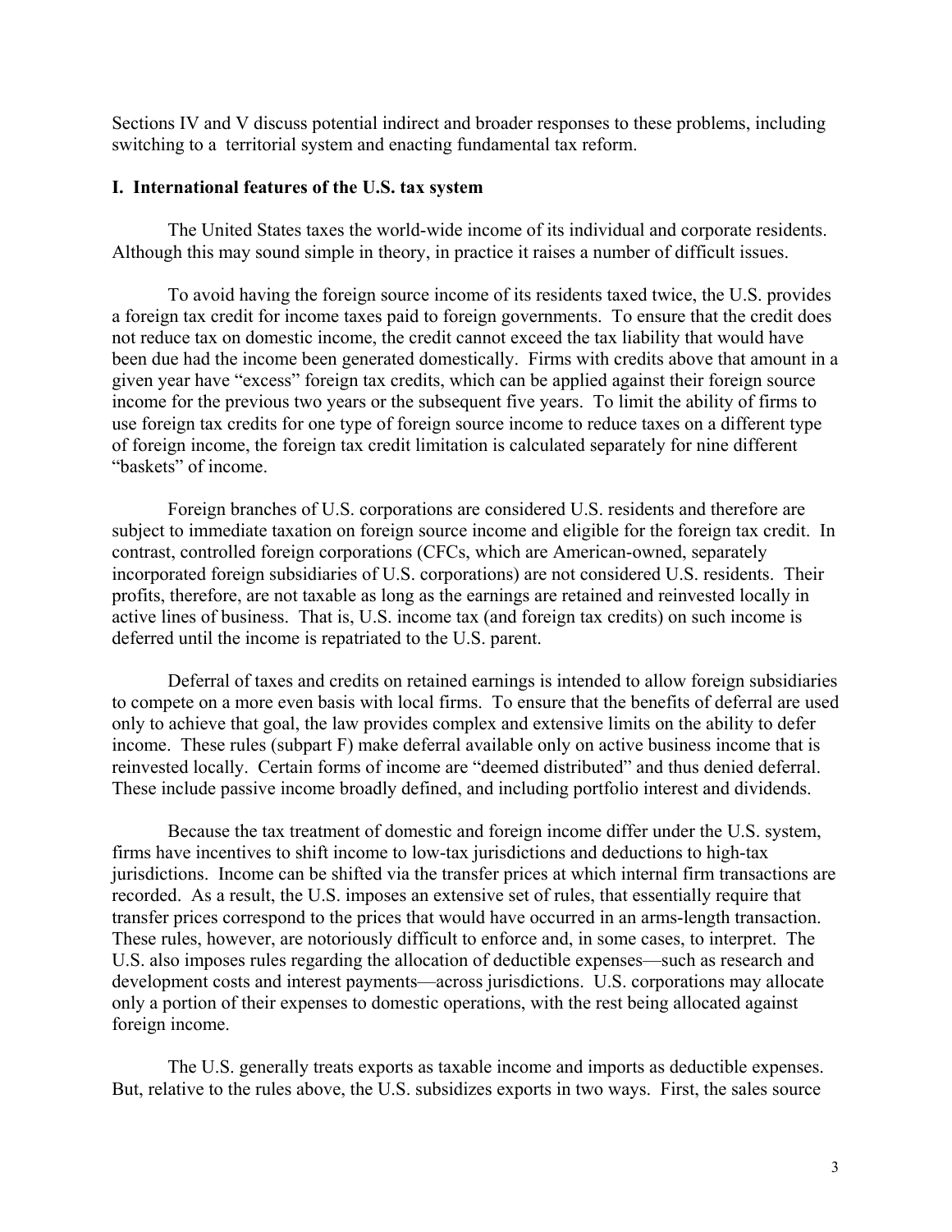Sections IV and V discuss potential indirect and broader responses to these problems, including switching to a territorial system and enacting fundamental tax reform.

## I. International features of the U.S. tax system

The United States taxes the world-wide income of its individual and corporate residents. Although this may sound simple in theory, in practice it raises a number of difficult issues.

To avoid having the foreign source income of its residents taxed twice, the U.S. provides a foreign tax credit for income taxes paid to foreign governments. To ensure that the credit does not reduce tax on domestic income, the credit cannot exceed the tax liability that would have been due had the income been generated domestically. Firms with credits above that amount in a given year have "excess" foreign tax credits, which can be applied against their foreign source income for the previous two years or the subsequent five years. To limit the ability of firms to use foreign tax credits for one type of foreign source income to reduce taxes on a different type of foreign income, the foreign tax credit limitation is calculated separately for nine different "baskets" of income.

Foreign branches of U.S. corporations are considered U.S. residents and therefore are subject to immediate taxation on foreign source income and eligible for the foreign tax credit. In contrast, controlled foreign corporations (CFCs, which are American-owned, separately incorporated foreign subsidiaries of U.S. corporations) are not considered U.S. residents. Their profits, therefore, are not taxable as long as the earnings are retained and reinvested locally in active lines of business. That is, U.S. income tax (and foreign tax credits) on such income is deferred until the income is repatriated to the U.S. parent.

Deferral of taxes and credits on retained earnings is intended to allow foreign subsidiaries to compete on a more even basis with local firms. To ensure that the benefits of deferral are used only to achieve that goal, the law provides complex and extensive limits on the ability to defer income. These rules (subpart F) make deferral available only on active business income that is reinvested locally. Certain forms of income are "deemed distributed" and thus denied deferral. These include passive income broadly defined, and including portfolio interest and dividends.

Because the tax treatment of domestic and foreign income differ under the U.S. system, firms have incentives to shift income to low-tax jurisdictions and deductions to high-tax jurisdictions. Income can be shifted via the transfer prices at which internal firm transactions are recorded. As a result, the U.S. imposes an extensive set of rules, that essentially require that transfer prices correspond to the prices that would have occurred in an arms-length transaction. These rules, however, are notoriously difficult to enforce and, in some cases, to interpret. The U.S. also imposes rules regarding the allocation of deductible expenses—such as research and development costs and interest payments—across jurisdictions. U.S. corporations may allocate only a portion of their expenses to domestic operations, with the rest being allocated against foreign income.

The U.S. generally treats exports as taxable income and imports as deductible expenses. But, relative to the rules above, the U.S. subsidizes exports in two ways. First, the sales source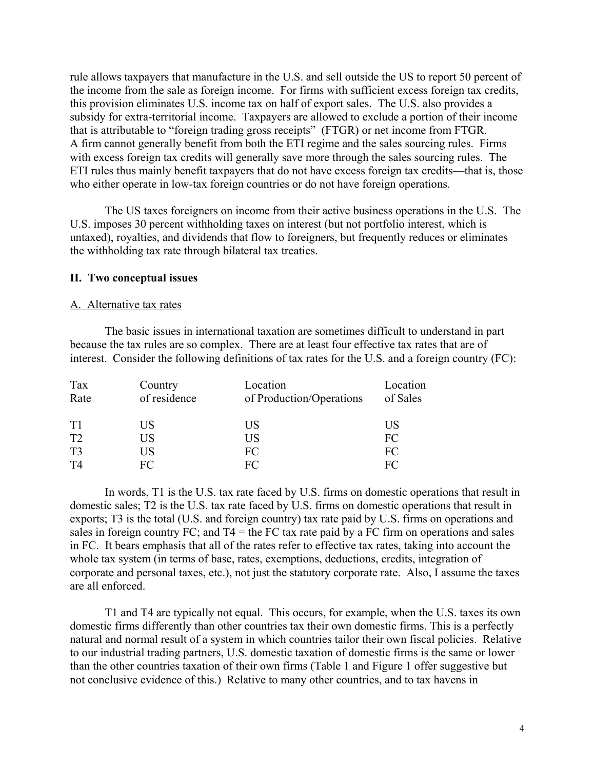rule allows taxpayers that manufacture in the U.S. and sell outside the US to report 50 percent of the income from the sale as foreign income. For firms with sufficient excess foreign tax credits, this provision eliminates U.S. income tax on half of export sales. The U.S. also provides a subsidy for extra-territorial income. Taxpayers are allowed to exclude a portion of their income that is attributable to "foreign trading gross receipts" (FTGR) or net income from FTGR. A firm cannot generally benefit from both the ETI regime and the sales sourcing rules. Firms with excess foreign tax credits will generally save more through the sales sourcing rules. The ETI rules thus mainly benefit taxpayers that do not have excess foreign tax credits—that is, those who either operate in low-tax foreign countries or do not have foreign operations.

The US taxes foreigners on income from their active business operations in the U.S. The U.S. imposes 30 percent withholding taxes on interest (but not portfolio interest, which is untaxed), royalties, and dividends that flow to foreigners, but frequently reduces or eliminates the withholding tax rate through bilateral tax treaties.

## II. Two conceptual issues

### A. Alternative tax rates

The basic issues in international taxation are sometimes difficult to understand in part because the tax rules are so complex. There are at least four effective tax rates that are of interest. Consider the following definitions of tax rates for the U.S. and a foreign country (FC):

| Tax Rate | Country of residence | Location of Production/Operations | Location of Sales |
|---|---|---|---|
| T1 | US | US | US |
| T2 | US | US | FC |
| T3 | US | FC | FC |
| T4 | FC | FC | FC |

In words, T1 is the U.S. tax rate faced by U.S. firms on domestic operations that result in domestic sales; T2 is the U.S. tax rate faced by U.S. firms on domestic operations that result in exports; T3 is the total (U.S. and foreign country) tax rate paid by U.S. firms on operations and sales in foreign country FC; and T4 = the FC tax rate paid by a FC firm on operations and sales in FC. It bears emphasis that all of the rates refer to effective tax rates, taking into account the whole tax system (in terms of base, rates, exemptions, deductions, credits, integration of corporate and personal taxes, etc.), not just the statutory corporate rate. Also, I assume the taxes are all enforced.

T1 and T4 are typically not equal. This occurs, for example, when the U.S. taxes its own domestic firms differently than other countries tax their own domestic firms. This is a perfectly natural and normal result of a system in which countries tailor their own fiscal policies. Relative to our industrial trading partners, U.S. domestic taxation of domestic firms is the same or lower than the other countries taxation of their own firms (Table 1 and Figure 1 offer suggestive but not conclusive evidence of this.) Relative to many other countries, and to tax havens in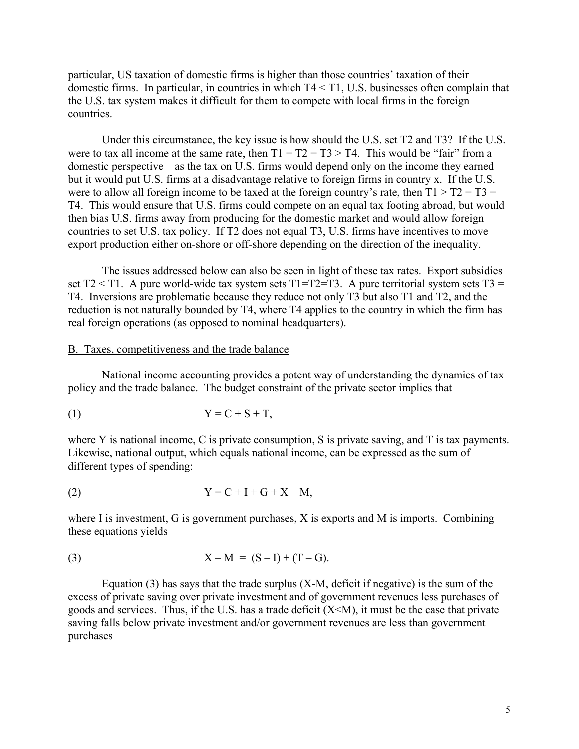particular, US taxation of domestic firms is higher than those countries' taxation of their domestic firms. In particular, in countries in which $T4 < T1$, U.S. businesses often complain that the U.S. tax system makes it difficult for them to compete with local firms in the foreign countries.

Under this circumstance, the key issue is how should the U.S. set T2 and T3? If the U.S. were to tax all income at the same rate, then $T1 = T2 = T3 > T4$. This would be "fair" from a domestic perspective—as the tax on U.S. firms would depend only on the income they earned—but it would put U.S. firms at a disadvantage relative to foreign firms in country x. If the U.S. were to allow all foreign income to be taxed at the foreign country's rate, then $T1 > T2 = T3 = T4$. This would ensure that U.S. firms could compete on an equal tax footing abroad, but would then bias U.S. firms away from producing for the domestic market and would allow foreign countries to set U.S. tax policy. If T2 does not equal T3, U.S. firms have incentives to move export production either on-shore or off-shore depending on the direction of the inequality.

The issues addressed below can also be seen in light of these tax rates. Export subsidies set $T2 < T1$. A pure world-wide tax system sets $T1=T2=T3$. A pure territorial system sets $T3 = T4$. Inversions are problematic because they reduce not only T3 but also T1 and T2, and the reduction is not naturally bounded by T4, where T4 applies to the country in which the firm has real foreign operations (as opposed to nominal headquarters).

B. Taxes, competitiveness and the trade balance

National income accounting provides a potent way of understanding the dynamics of tax policy and the trade balance. The budget constraint of the private sector implies that

$$Y = C + S + T, \tag{1}$$

where Y is national income, C is private consumption, S is private saving, and T is tax payments. Likewise, national output, which equals national income, can be expressed as the sum of different types of spending:

$$Y = C + I + G + X - M, \tag{2}$$

where I is investment, G is government purchases, X is exports and M is imports. Combining these equations yields

$$X - M = (S - I) + (T - G). \tag{3}$$

Equation (3) has says that the trade surplus (X-M, deficit if negative) is the sum of the excess of private saving over private investment and of government revenues less purchases of goods and services. Thus, if the U.S. has a trade deficit ($X<M$), it must be the case that private saving falls below private investment and/or government revenues are less than government purchases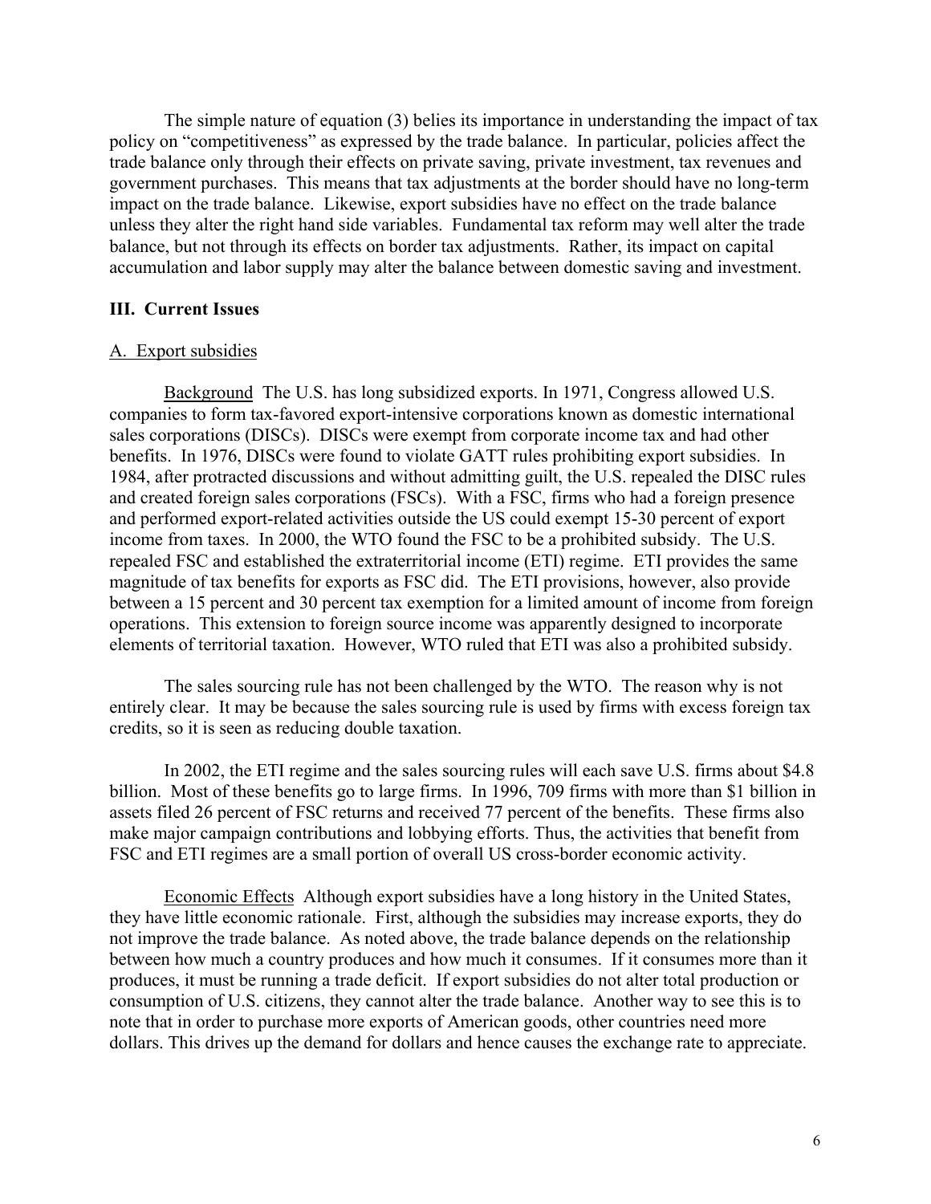The simple nature of equation (3) belies its importance in understanding the impact of tax policy on "competitiveness" as expressed by the trade balance. In particular, policies affect the trade balance only through their effects on private saving, private investment, tax revenues and government purchases. This means that tax adjustments at the border should have no long-term impact on the trade balance. Likewise, export subsidies have no effect on the trade balance unless they alter the right hand side variables. Fundamental tax reform may well alter the trade balance, but not through its effects on border tax adjustments. Rather, its impact on capital accumulation and labor supply may alter the balance between domestic saving and investment.

## III. Current Issues

### A. Export subsidies

Background The U.S. has long subsidized exports. In 1971, Congress allowed U.S. companies to form tax-favored export-intensive corporations known as domestic international sales corporations (DISCs). DISCs were exempt from corporate income tax and had other benefits. In 1976, DISCs were found to violate GATT rules prohibiting export subsidies. In 1984, after protracted discussions and without admitting guilt, the U.S. repealed the DISC rules and created foreign sales corporations (FSCs). With a FSC, firms who had a foreign presence and performed export-related activities outside the US could exempt 15-30 percent of export income from taxes. In 2000, the WTO found the FSC to be a prohibited subsidy. The U.S. repealed FSC and established the extraterritorial income (ETI) regime. ETI provides the same magnitude of tax benefits for exports as FSC did. The ETI provisions, however, also provide between a 15 percent and 30 percent tax exemption for a limited amount of income from foreign operations. This extension to foreign source income was apparently designed to incorporate elements of territorial taxation. However, WTO ruled that ETI was also a prohibited subsidy.

The sales sourcing rule has not been challenged by the WTO. The reason why is not entirely clear. It may be because the sales sourcing rule is used by firms with excess foreign tax credits, so it is seen as reducing double taxation.

In 2002, the ETI regime and the sales sourcing rules will each save U.S. firms about $4.8 billion. Most of these benefits go to large firms. In 1996, 709 firms with more than $1 billion in assets filed 26 percent of FSC returns and received 77 percent of the benefits. These firms also make major campaign contributions and lobbying efforts. Thus, the activities that benefit from FSC and ETI regimes are a small portion of overall US cross-border economic activity.

Economic Effects Although export subsidies have a long history in the United States, they have little economic rationale. First, although the subsidies may increase exports, they do not improve the trade balance. As noted above, the trade balance depends on the relationship between how much a country produces and how much it consumes. If it consumes more than it produces, it must be running a trade deficit. If export subsidies do not alter total production or consumption of U.S. citizens, they cannot alter the trade balance. Another way to see this is to note that in order to purchase more exports of American goods, other countries need more dollars. This drives up the demand for dollars and hence causes the exchange rate to appreciate.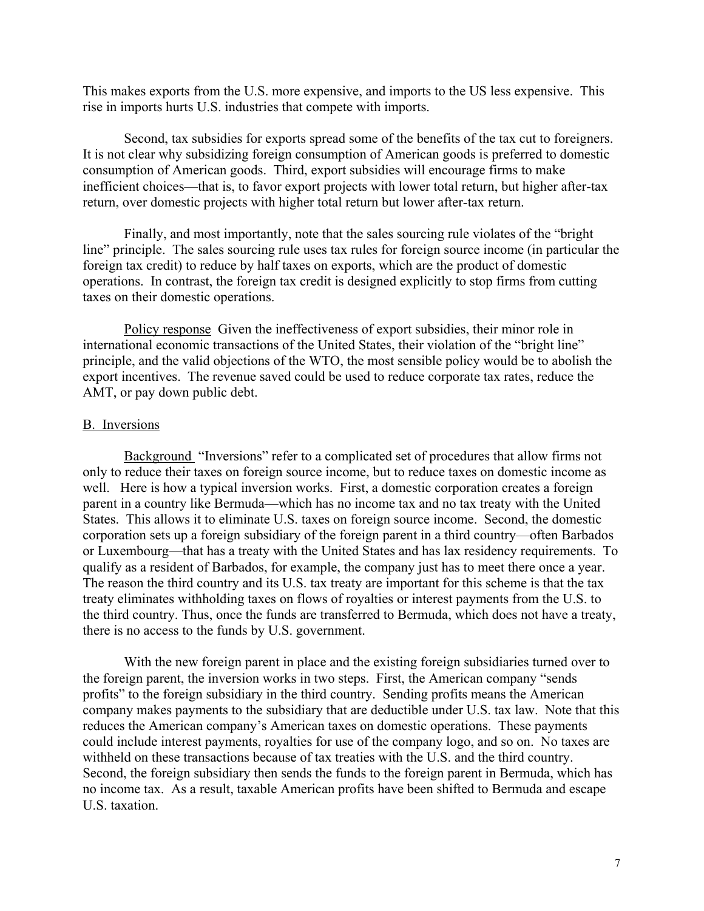This makes exports from the U.S. more expensive, and imports to the US less expensive. This rise in imports hurts U.S. industries that compete with imports.

Second, tax subsidies for exports spread some of the benefits of the tax cut to foreigners. It is not clear why subsidizing foreign consumption of American goods is preferred to domestic consumption of American goods. Third, export subsidies will encourage firms to make inefficient choices—that is, to favor export projects with lower total return, but higher after-tax return, over domestic projects with higher total return but lower after-tax return.

Finally, and most importantly, note that the sales sourcing rule violates of the "bright line" principle. The sales sourcing rule uses tax rules for foreign source income (in particular the foreign tax credit) to reduce by half taxes on exports, which are the product of domestic operations. In contrast, the foreign tax credit is designed explicitly to stop firms from cutting taxes on their domestic operations.

Policy response Given the ineffectiveness of export subsidies, their minor role in international economic transactions of the United States, their violation of the "bright line" principle, and the valid objections of the WTO, the most sensible policy would be to abolish the export incentives. The revenue saved could be used to reduce corporate tax rates, reduce the AMT, or pay down public debt.

## B. Inversions

Background "Inversions" refer to a complicated set of procedures that allow firms not only to reduce their taxes on foreign source income, but to reduce taxes on domestic income as well. Here is how a typical inversion works. First, a domestic corporation creates a foreign parent in a country like Bermuda—which has no income tax and no tax treaty with the United States. This allows it to eliminate U.S. taxes on foreign source income. Second, the domestic corporation sets up a foreign subsidiary of the foreign parent in a third country—often Barbados or Luxembourg—that has a treaty with the United States and has lax residency requirements. To qualify as a resident of Barbados, for example, the company just has to meet there once a year. The reason the third country and its U.S. tax treaty are important for this scheme is that the tax treaty eliminates withholding taxes on flows of royalties or interest payments from the U.S. to the third country. Thus, once the funds are transferred to Bermuda, which does not have a treaty, there is no access to the funds by U.S. government.

With the new foreign parent in place and the existing foreign subsidiaries turned over to the foreign parent, the inversion works in two steps. First, the American company "sends profits" to the foreign subsidiary in the third country. Sending profits means the American company makes payments to the subsidiary that are deductible under U.S. tax law. Note that this reduces the American company's American taxes on domestic operations. These payments could include interest payments, royalties for use of the company logo, and so on. No taxes are withheld on these transactions because of tax treaties with the U.S. and the third country. Second, the foreign subsidiary then sends the funds to the foreign parent in Bermuda, which has no income tax. As a result, taxable American profits have been shifted to Bermuda and escape U.S. taxation.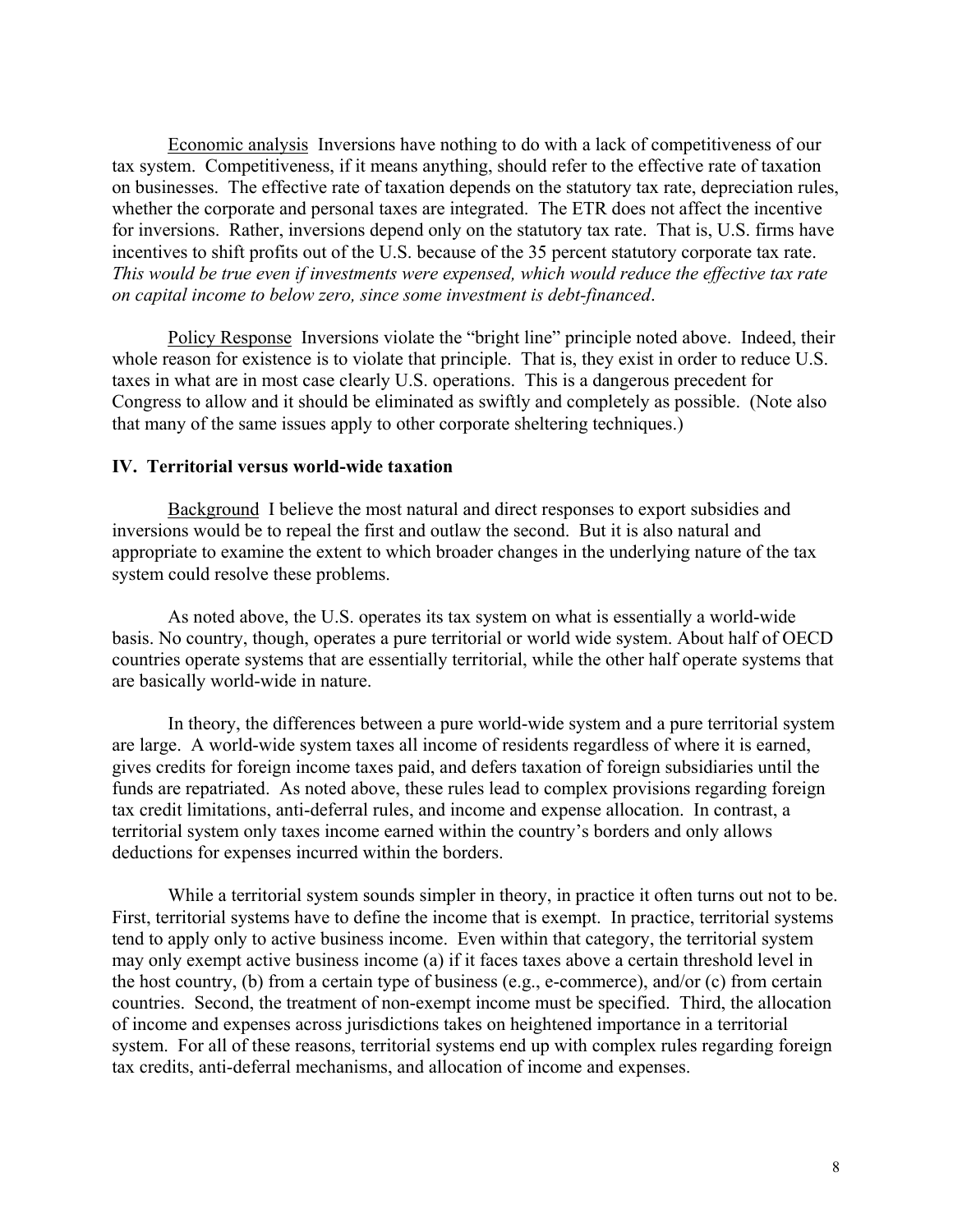Economic analysis Inversions have nothing to do with a lack of competitiveness of our tax system. Competitiveness, if it means anything, should refer to the effective rate of taxation on businesses. The effective rate of taxation depends on the statutory tax rate, depreciation rules, whether the corporate and personal taxes are integrated. The ETR does not affect the incentive for inversions. Rather, inversions depend only on the statutory tax rate. That is, U.S. firms have incentives to shift profits out of the U.S. because of the 35 percent statutory corporate tax rate. *This would be true even if investments were expensed, which would reduce the effective tax rate on capital income to below zero, since some investment is debt-financed*.

Policy Response Inversions violate the "bright line" principle noted above. Indeed, their whole reason for existence is to violate that principle. That is, they exist in order to reduce U.S. taxes in what are in most case clearly U.S. operations. This is a dangerous precedent for Congress to allow and it should be eliminated as swiftly and completely as possible. (Note also that many of the same issues apply to other corporate sheltering techniques.)

## IV. Territorial versus world-wide taxation

Background I believe the most natural and direct responses to export subsidies and inversions would be to repeal the first and outlaw the second. But it is also natural and appropriate to examine the extent to which broader changes in the underlying nature of the tax system could resolve these problems.

As noted above, the U.S. operates its tax system on what is essentially a world-wide basis. No country, though, operates a pure territorial or world wide system. About half of OECD countries operate systems that are essentially territorial, while the other half operate systems that are basically world-wide in nature.

In theory, the differences between a pure world-wide system and a pure territorial system are large. A world-wide system taxes all income of residents regardless of where it is earned, gives credits for foreign income taxes paid, and defers taxation of foreign subsidiaries until the funds are repatriated. As noted above, these rules lead to complex provisions regarding foreign tax credit limitations, anti-deferral rules, and income and expense allocation. In contrast, a territorial system only taxes income earned within the country's borders and only allows deductions for expenses incurred within the borders.

While a territorial system sounds simpler in theory, in practice it often turns out not to be. First, territorial systems have to define the income that is exempt. In practice, territorial systems tend to apply only to active business income. Even within that category, the territorial system may only exempt active business income (a) if it faces taxes above a certain threshold level in the host country, (b) from a certain type of business (e.g., e-commerce), and/or (c) from certain countries. Second, the treatment of non-exempt income must be specified. Third, the allocation of income and expenses across jurisdictions takes on heightened importance in a territorial system. For all of these reasons, territorial systems end up with complex rules regarding foreign tax credits, anti-deferral mechanisms, and allocation of income and expenses.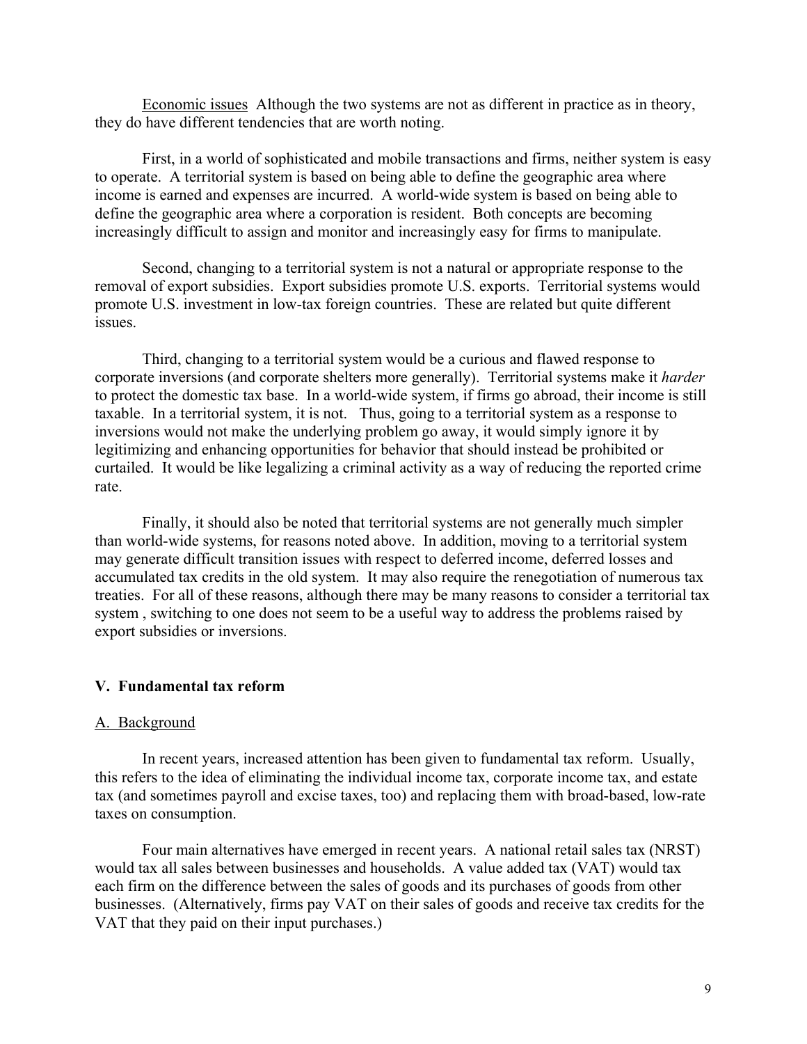Economic issues  Although the two systems are not as different in practice as in theory, they do have different tendencies that are worth noting.

First, in a world of sophisticated and mobile transactions and firms, neither system is easy to operate. A territorial system is based on being able to define the geographic area where income is earned and expenses are incurred. A world-wide system is based on being able to define the geographic area where a corporation is resident. Both concepts are becoming increasingly difficult to assign and monitor and increasingly easy for firms to manipulate.

Second, changing to a territorial system is not a natural or appropriate response to the removal of export subsidies. Export subsidies promote U.S. exports. Territorial systems would promote U.S. investment in low-tax foreign countries. These are related but quite different issues.

Third, changing to a territorial system would be a curious and flawed response to corporate inversions (and corporate shelters more generally). Territorial systems make it *harder* to protect the domestic tax base. In a world-wide system, if firms go abroad, their income is still taxable. In a territorial system, it is not. Thus, going to a territorial system as a response to inversions would not make the underlying problem go away, it would simply ignore it by legitimizing and enhancing opportunities for behavior that should instead be prohibited or curtailed. It would be like legalizing a criminal activity as a way of reducing the reported crime rate.

Finally, it should also be noted that territorial systems are not generally much simpler than world-wide systems, for reasons noted above. In addition, moving to a territorial system may generate difficult transition issues with respect to deferred income, deferred losses and accumulated tax credits in the old system. It may also require the renegotiation of numerous tax treaties. For all of these reasons, although there may be many reasons to consider a territorial tax system , switching to one does not seem to be a useful way to address the problems raised by export subsidies or inversions.

## V. Fundamental tax reform

### A. Background

In recent years, increased attention has been given to fundamental tax reform. Usually, this refers to the idea of eliminating the individual income tax, corporate income tax, and estate tax (and sometimes payroll and excise taxes, too) and replacing them with broad-based, low-rate taxes on consumption.

Four main alternatives have emerged in recent years. A national retail sales tax (NRST) would tax all sales between businesses and households. A value added tax (VAT) would tax each firm on the difference between the sales of goods and its purchases of goods from other businesses. (Alternatively, firms pay VAT on their sales of goods and receive tax credits for the VAT that they paid on their input purchases.)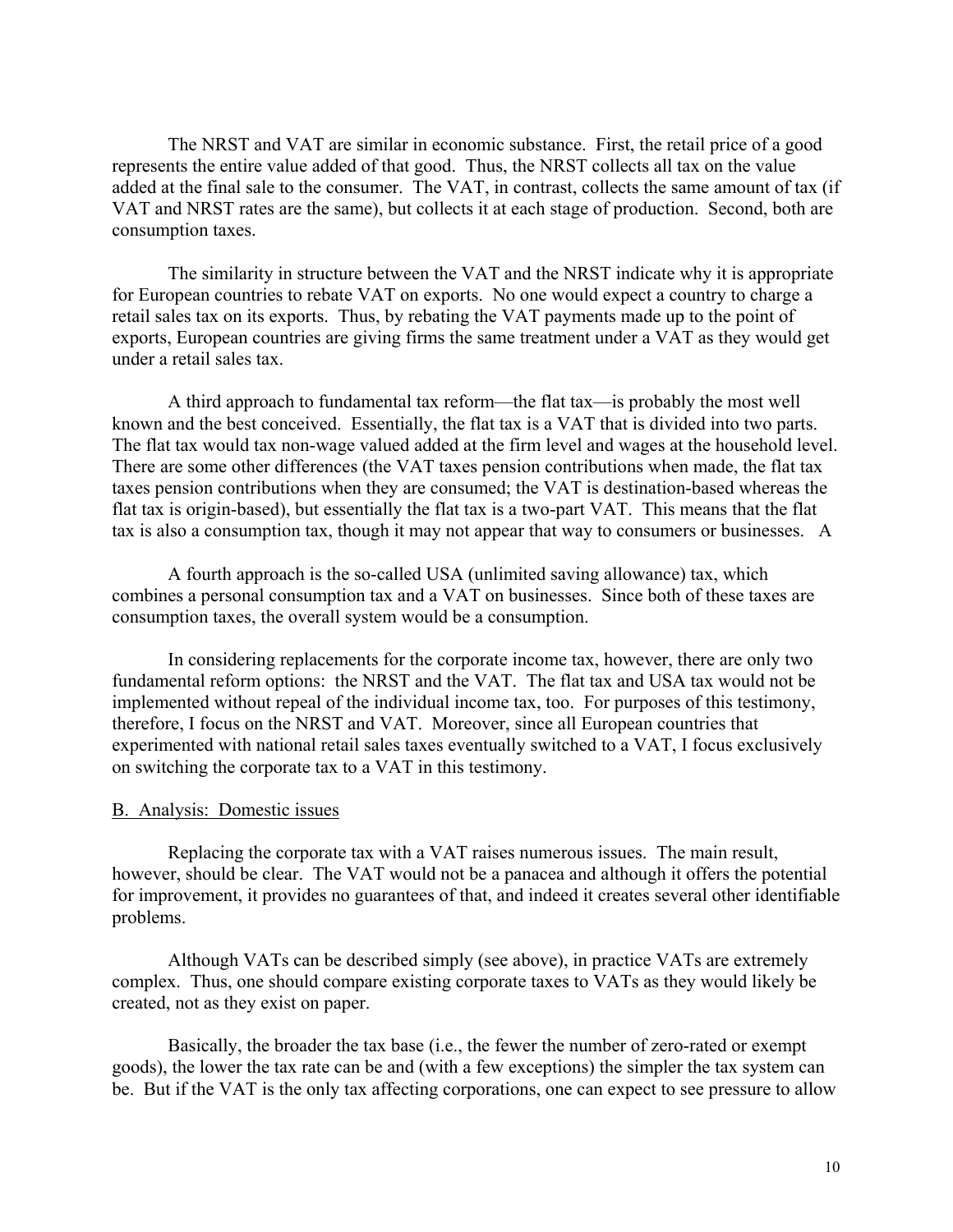The NRST and VAT are similar in economic substance. First, the retail price of a good represents the entire value added of that good. Thus, the NRST collects all tax on the value added at the final sale to the consumer. The VAT, in contrast, collects the same amount of tax (if VAT and NRST rates are the same), but collects it at each stage of production. Second, both are consumption taxes.

The similarity in structure between the VAT and the NRST indicate why it is appropriate for European countries to rebate VAT on exports. No one would expect a country to charge a retail sales tax on its exports. Thus, by rebating the VAT payments made up to the point of exports, European countries are giving firms the same treatment under a VAT as they would get under a retail sales tax.

A third approach to fundamental tax reform—the flat tax—is probably the most well known and the best conceived. Essentially, the flat tax is a VAT that is divided into two parts. The flat tax would tax non-wage valued added at the firm level and wages at the household level. There are some other differences (the VAT taxes pension contributions when made, the flat tax taxes pension contributions when they are consumed; the VAT is destination-based whereas the flat tax is origin-based), but essentially the flat tax is a two-part VAT. This means that the flat tax is also a consumption tax, though it may not appear that way to consumers or businesses. A

A fourth approach is the so-called USA (unlimited saving allowance) tax, which combines a personal consumption tax and a VAT on businesses. Since both of these taxes are consumption taxes, the overall system would be a consumption.

In considering replacements for the corporate income tax, however, there are only two fundamental reform options: the NRST and the VAT. The flat tax and USA tax would not be implemented without repeal of the individual income tax, too. For purposes of this testimony, therefore, I focus on the NRST and VAT. Moreover, since all European countries that experimented with national retail sales taxes eventually switched to a VAT, I focus exclusively on switching the corporate tax to a VAT in this testimony.

## B. Analysis: Domestic issues

Replacing the corporate tax with a VAT raises numerous issues. The main result, however, should be clear. The VAT would not be a panacea and although it offers the potential for improvement, it provides no guarantees of that, and indeed it creates several other identifiable problems.

Although VATs can be described simply (see above), in practice VATs are extremely complex. Thus, one should compare existing corporate taxes to VATs as they would likely be created, not as they exist on paper.

Basically, the broader the tax base (i.e., the fewer the number of zero-rated or exempt goods), the lower the tax rate can be and (with a few exceptions) the simpler the tax system can be. But if the VAT is the only tax affecting corporations, one can expect to see pressure to allow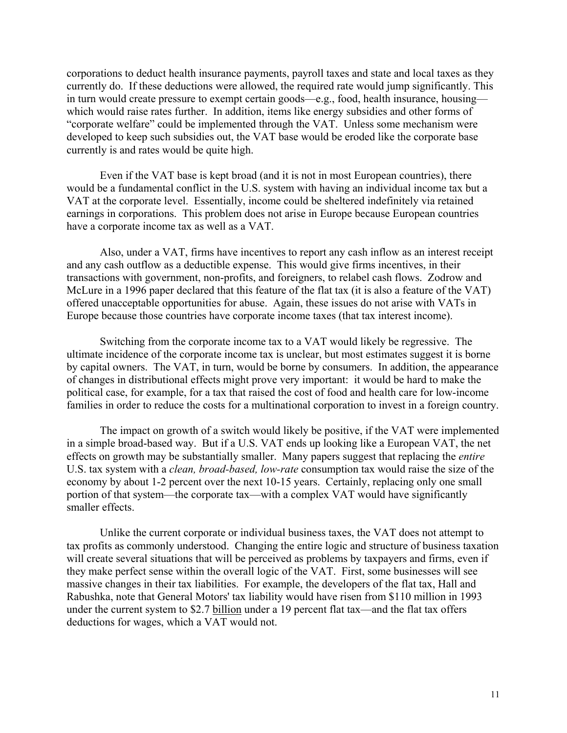corporations to deduct health insurance payments, payroll taxes and state and local taxes as they currently do. If these deductions were allowed, the required rate would jump significantly. This in turn would create pressure to exempt certain goods—e.g., food, health insurance, housing—which would raise rates further. In addition, items like energy subsidies and other forms of "corporate welfare" could be implemented through the VAT. Unless some mechanism were developed to keep such subsidies out, the VAT base would be eroded like the corporate base currently is and rates would be quite high.

Even if the VAT base is kept broad (and it is not in most European countries), there would be a fundamental conflict in the U.S. system with having an individual income tax but a VAT at the corporate level. Essentially, income could be sheltered indefinitely via retained earnings in corporations. This problem does not arise in Europe because European countries have a corporate income tax as well as a VAT.

Also, under a VAT, firms have incentives to report any cash inflow as an interest receipt and any cash outflow as a deductible expense. This would give firms incentives, in their transactions with government, non-profits, and foreigners, to relabel cash flows. Zodrow and McLure in a 1996 paper declared that this feature of the flat tax (it is also a feature of the VAT) offered unacceptable opportunities for abuse. Again, these issues do not arise with VATs in Europe because those countries have corporate income taxes (that tax interest income).

Switching from the corporate income tax to a VAT would likely be regressive. The ultimate incidence of the corporate income tax is unclear, but most estimates suggest it is borne by capital owners. The VAT, in turn, would be borne by consumers. In addition, the appearance of changes in distributional effects might prove very important: it would be hard to make the political case, for example, for a tax that raised the cost of food and health care for low-income families in order to reduce the costs for a multinational corporation to invest in a foreign country.

The impact on growth of a switch would likely be positive, if the VAT were implemented in a simple broad-based way. But if a U.S. VAT ends up looking like a European VAT, the net effects on growth may be substantially smaller. Many papers suggest that replacing the *entire* U.S. tax system with a *clean, broad-based, low-rate* consumption tax would raise the size of the economy by about 1-2 percent over the next 10-15 years. Certainly, replacing only one small portion of that system—the corporate tax—with a complex VAT would have significantly smaller effects.

Unlike the current corporate or individual business taxes, the VAT does not attempt to tax profits as commonly understood. Changing the entire logic and structure of business taxation will create several situations that will be perceived as problems by taxpayers and firms, even if they make perfect sense within the overall logic of the VAT. First, some businesses will see massive changes in their tax liabilities. For example, the developers of the flat tax, Hall and Rabushka, note that General Motors' tax liability would have risen from $110 million in 1993 under the current system to $2.7 billion under a 19 percent flat tax—and the flat tax offers deductions for wages, which a VAT would not.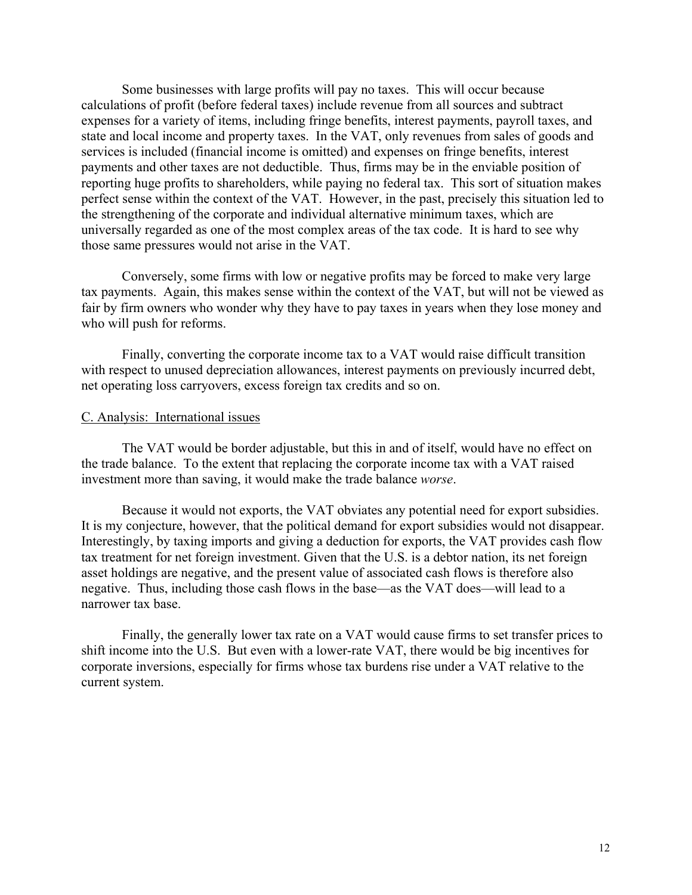Some businesses with large profits will pay no taxes. This will occur because calculations of profit (before federal taxes) include revenue from all sources and subtract expenses for a variety of items, including fringe benefits, interest payments, payroll taxes, and state and local income and property taxes. In the VAT, only revenues from sales of goods and services is included (financial income is omitted) and expenses on fringe benefits, interest payments and other taxes are not deductible. Thus, firms may be in the enviable position of reporting huge profits to shareholders, while paying no federal tax. This sort of situation makes perfect sense within the context of the VAT. However, in the past, precisely this situation led to the strengthening of the corporate and individual alternative minimum taxes, which are universally regarded as one of the most complex areas of the tax code. It is hard to see why those same pressures would not arise in the VAT.

Conversely, some firms with low or negative profits may be forced to make very large tax payments. Again, this makes sense within the context of the VAT, but will not be viewed as fair by firm owners who wonder why they have to pay taxes in years when they lose money and who will push for reforms.

Finally, converting the corporate income tax to a VAT would raise difficult transition with respect to unused depreciation allowances, interest payments on previously incurred debt, net operating loss carryovers, excess foreign tax credits and so on.

C. Analysis: International issues

The VAT would be border adjustable, but this in and of itself, would have no effect on the trade balance. To the extent that replacing the corporate income tax with a VAT raised investment more than saving, it would make the trade balance *worse*.

Because it would not exports, the VAT obviates any potential need for export subsidies. It is my conjecture, however, that the political demand for export subsidies would not disappear. Interestingly, by taxing imports and giving a deduction for exports, the VAT provides cash flow tax treatment for net foreign investment. Given that the U.S. is a debtor nation, its net foreign asset holdings are negative, and the present value of associated cash flows is therefore also negative. Thus, including those cash flows in the base—as the VAT does—will lead to a narrower tax base.

Finally, the generally lower tax rate on a VAT would cause firms to set transfer prices to shift income into the U.S. But even with a lower-rate VAT, there would be big incentives for corporate inversions, especially for firms whose tax burdens rise under a VAT relative to the current system.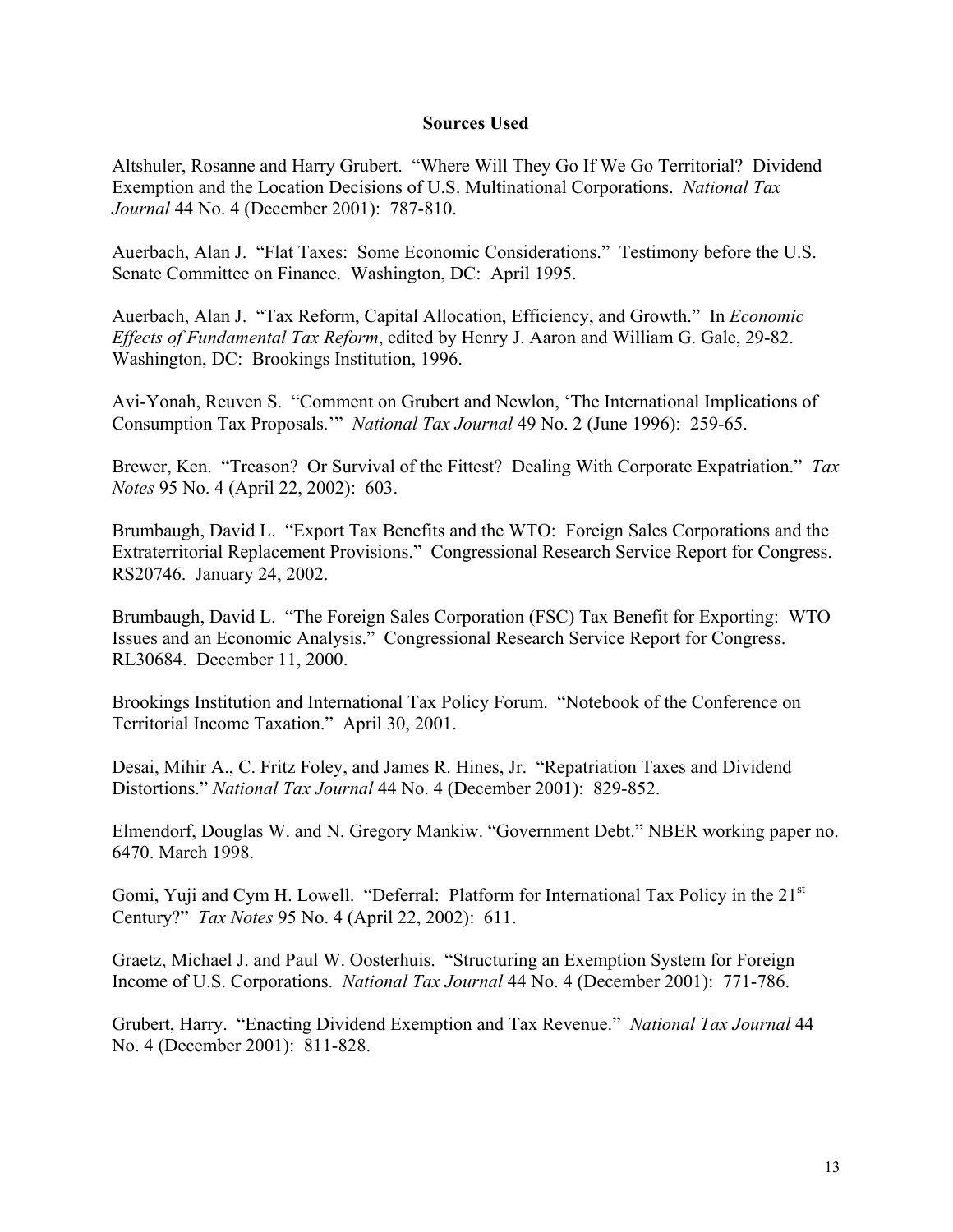**Sources Used**

Altshuler, Rosanne and Harry Grubert. "Where Will They Go If We Go Territorial? Dividend Exemption and the Location Decisions of U.S. Multinational Corporations. *National Tax Journal* 44 No. 4 (December 2001): 787-810.

Auerbach, Alan J. "Flat Taxes: Some Economic Considerations." Testimony before the U.S. Senate Committee on Finance. Washington, DC: April 1995.

Auerbach, Alan J. "Tax Reform, Capital Allocation, Efficiency, and Growth." In *Economic Effects of Fundamental Tax Reform*, edited by Henry J. Aaron and William G. Gale, 29-82. Washington, DC: Brookings Institution, 1996.

Avi-Yonah, Reuven S. "Comment on Grubert and Newlon, 'The International Implications of Consumption Tax Proposals.'" *National Tax Journal* 49 No. 2 (June 1996): 259-65.

Brewer, Ken. "Treason? Or Survival of the Fittest? Dealing With Corporate Expatriation." *Tax Notes* 95 No. 4 (April 22, 2002): 603.

Brumbaugh, David L. "Export Tax Benefits and the WTO: Foreign Sales Corporations and the Extraterritorial Replacement Provisions." Congressional Research Service Report for Congress. RS20746. January 24, 2002.

Brumbaugh, David L. "The Foreign Sales Corporation (FSC) Tax Benefit for Exporting: WTO Issues and an Economic Analysis." Congressional Research Service Report for Congress. RL30684. December 11, 2000.

Brookings Institution and International Tax Policy Forum. "Notebook of the Conference on Territorial Income Taxation." April 30, 2001.

Desai, Mihir A., C. Fritz Foley, and James R. Hines, Jr. "Repatriation Taxes and Dividend Distortions." *National Tax Journal* 44 No. 4 (December 2001): 829-852.

Elmendorf, Douglas W. and N. Gregory Mankiw. "Government Debt." NBER working paper no. 6470. March 1998.

Gomi, Yuji and Cym H. Lowell. "Deferral: Platform for International Tax Policy in the 21st Century?" *Tax Notes* 95 No. 4 (April 22, 2002): 611.

Graetz, Michael J. and Paul W. Oosterhuis. "Structuring an Exemption System for Foreign Income of U.S. Corporations. *National Tax Journal* 44 No. 4 (December 2001): 771-786.

Grubert, Harry. "Enacting Dividend Exemption and Tax Revenue." *National Tax Journal* 44 No. 4 (December 2001): 811-828.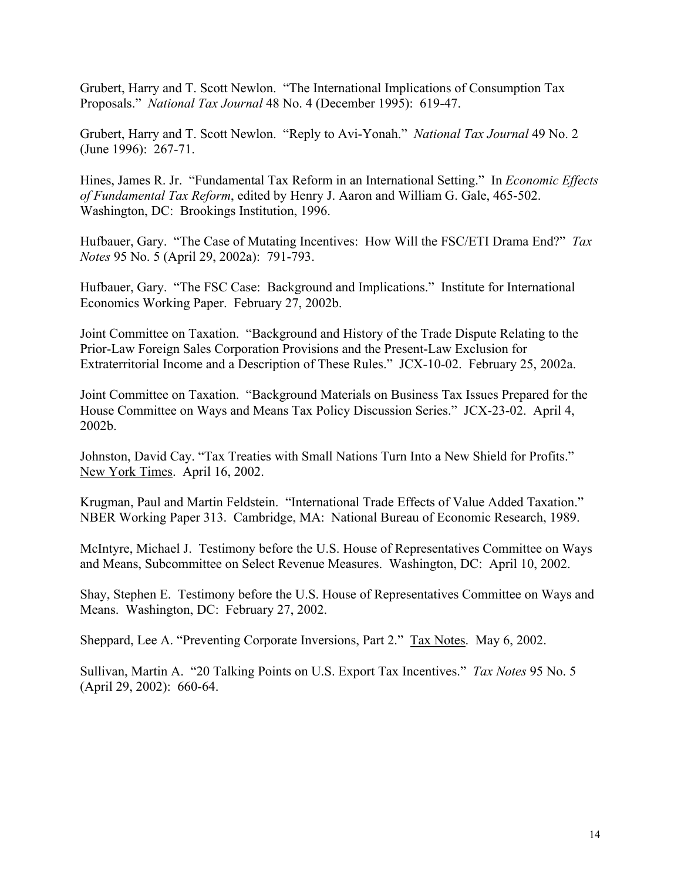Grubert, Harry and T. Scott Newlon. "The International Implications of Consumption Tax Proposals." *National Tax Journal* 48 No. 4 (December 1995): 619-47.

Grubert, Harry and T. Scott Newlon. "Reply to Avi-Yonah." *National Tax Journal* 49 No. 2 (June 1996): 267-71.

Hines, James R. Jr. "Fundamental Tax Reform in an International Setting." In *Economic Effects of Fundamental Tax Reform*, edited by Henry J. Aaron and William G. Gale, 465-502. Washington, DC: Brookings Institution, 1996.

Hufbauer, Gary. "The Case of Mutating Incentives: How Will the FSC/ETI Drama End?" *Tax Notes* 95 No. 5 (April 29, 2002a): 791-793.

Hufbauer, Gary. "The FSC Case: Background and Implications." Institute for International Economics Working Paper. February 27, 2002b.

Joint Committee on Taxation. "Background and History of the Trade Dispute Relating to the Prior-Law Foreign Sales Corporation Provisions and the Present-Law Exclusion for Extraterritorial Income and a Description of These Rules." JCX-10-02. February 25, 2002a.

Joint Committee on Taxation. "Background Materials on Business Tax Issues Prepared for the House Committee on Ways and Means Tax Policy Discussion Series." JCX-23-02. April 4, 2002b.

Johnston, David Cay. "Tax Treaties with Small Nations Turn Into a New Shield for Profits." New York Times. April 16, 2002.

Krugman, Paul and Martin Feldstein. "International Trade Effects of Value Added Taxation." NBER Working Paper 313. Cambridge, MA: National Bureau of Economic Research, 1989.

McIntyre, Michael J. Testimony before the U.S. House of Representatives Committee on Ways and Means, Subcommittee on Select Revenue Measures. Washington, DC: April 10, 2002.

Shay, Stephen E. Testimony before the U.S. House of Representatives Committee on Ways and Means. Washington, DC: February 27, 2002.

Sheppard, Lee A. "Preventing Corporate Inversions, Part 2." Tax Notes. May 6, 2002.

Sullivan, Martin A. "20 Talking Points on U.S. Export Tax Incentives." *Tax Notes* 95 No. 5 (April 29, 2002): 660-64.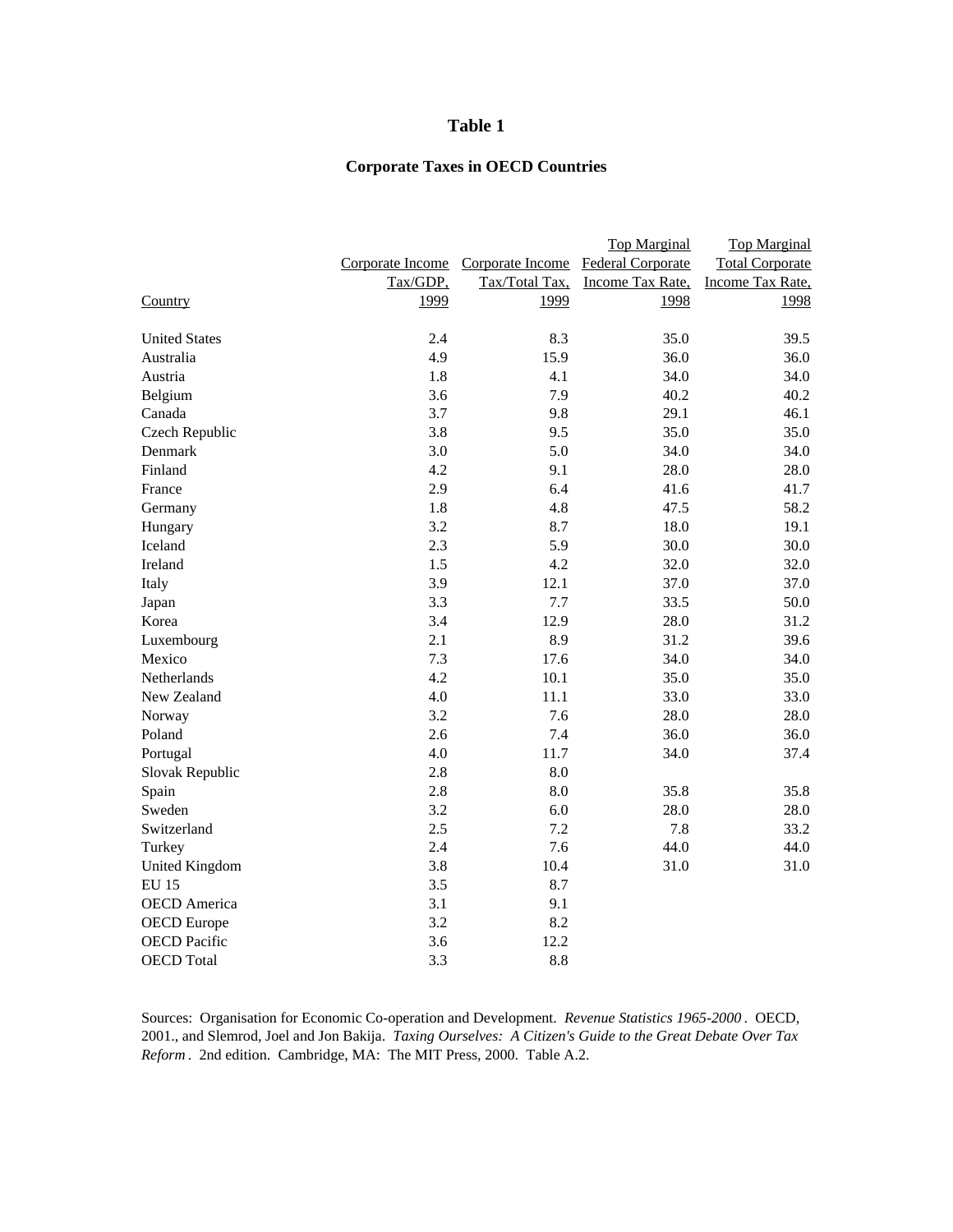# Table 1

## Corporate Taxes in OECD Countries

| Country | Corporate Income Tax/GDP, 1999 | Corporate Income Tax/Total Tax, 1999 | Top Marginal Federal Corporate Income Tax Rate, 1998 | Top Marginal Total Corporate Income Tax Rate, 1998 |
|---|---|---|---|---|
| United States | 2.4 | 8.3 | 35.0 | 39.5 |
| Australia | 4.9 | 15.9 | 36.0 | 36.0 |
| Austria | 1.8 | 4.1 | 34.0 | 34.0 |
| Belgium | 3.6 | 7.9 | 40.2 | 40.2 |
| Canada | 3.7 | 9.8 | 29.1 | 46.1 |
| Czech Republic | 3.8 | 9.5 | 35.0 | 35.0 |
| Denmark | 3.0 | 5.0 | 34.0 | 34.0 |
| Finland | 4.2 | 9.1 | 28.0 | 28.0 |
| France | 2.9 | 6.4 | 41.6 | 41.7 |
| Germany | 1.8 | 4.8 | 47.5 | 58.2 |
| Hungary | 3.2 | 8.7 | 18.0 | 19.1 |
| Iceland | 2.3 | 5.9 | 30.0 | 30.0 |
| Ireland | 1.5 | 4.2 | 32.0 | 32.0 |
| Italy | 3.9 | 12.1 | 37.0 | 37.0 |
| Japan | 3.3 | 7.7 | 33.5 | 50.0 |
| Korea | 3.4 | 12.9 | 28.0 | 31.2 |
| Luxembourg | 2.1 | 8.9 | 31.2 | 39.6 |
| Mexico | 7.3 | 17.6 | 34.0 | 34.0 |
| Netherlands | 4.2 | 10.1 | 35.0 | 35.0 |
| New Zealand | 4.0 | 11.1 | 33.0 | 33.0 |
| Norway | 3.2 | 7.6 | 28.0 | 28.0 |
| Poland | 2.6 | 7.4 | 36.0 | 36.0 |
| Portugal | 4.0 | 11.7 | 34.0 | 37.4 |
| Slovak Republic | 2.8 | 8.0 | | |
| Spain | 2.8 | 8.0 | 35.8 | 35.8 |
| Sweden | 3.2 | 6.0 | 28.0 | 28.0 |
| Switzerland | 2.5 | 7.2 | 7.8 | 33.2 |
| Turkey | 2.4 | 7.6 | 44.0 | 44.0 |
| United Kingdom | 3.8 | 10.4 | 31.0 | 31.0 |
| EU 15 | 3.5 | 8.7 | | |
| OECD America | 3.1 | 9.1 | | |
| OECD Europe | 3.2 | 8.2 | | |
| OECD Pacific | 3.6 | 12.2 | | |
| OECD Total | 3.3 | 8.8 | | |

Sources: Organisation for Economic Co-operation and Development. *Revenue Statistics 1965-2000*. OECD, 2001., and Slemrod, Joel and Jon Bakija. *Taxing Ourselves: A Citizen's Guide to the Great Debate Over Tax Reform*. 2nd edition. Cambridge, MA: The MIT Press, 2000. Table A.2.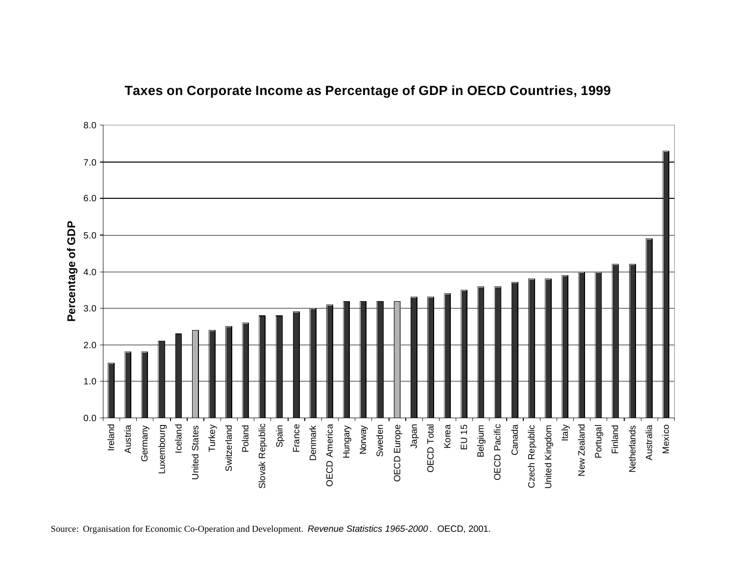## Taxes on Corporate Income as Percentage of GDP in OECD Countries, 1999

Percentage of GDP

Ireland, Austria, Germany, Luxembourg, Iceland, United States, Turkey, Switzerland, Poland, Slovak Republic, Spain, France, Denmark, OECD America, Hungary, Norway, Sweden, OECD Europe, Japan, OECD Total, Korea, EU 15, Belgium, OECD Pacific, Canada, Czech Republic, United Kingdom, Italy, New Zealand, Portugal, Finland, Netherlands, Australia, Mexico

Source: Organisation for Economic Co-Operation and Development. *Revenue Statistics 1965-2000*. OECD, 2001.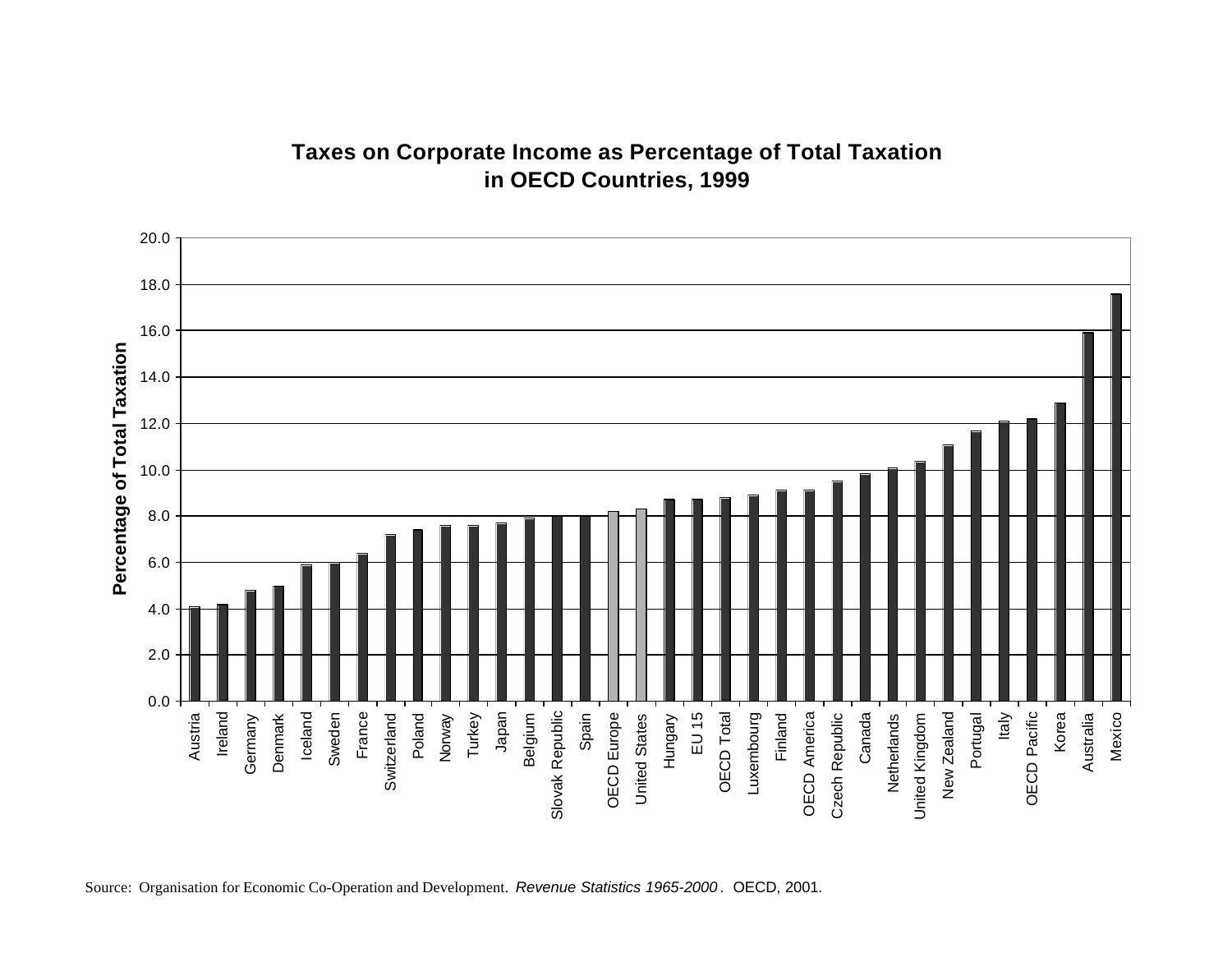## Taxes on Corporate Income as Percentage of Total Taxation in OECD Countries, 1999

| Country | Percentage of Total Taxation |
|---|---|
| Austria | 4.1 |
| Ireland | 4.2 |
| Germany | 4.8 |
| Denmark | 5.0 |
| Iceland | 5.9 |
| Sweden | 6.0 |
| France | 6.4 |
| Switzerland | 7.2 |
| Poland | 7.4 |
| Norway | 7.6 |
| Turkey | 7.6 |
| Japan | 7.7 |
| Belgium | 7.9 |
| Slovak Republic | 8.0 |
| Spain | 8.0 |
| OECD Europe | 8.2 |
| United States | 8.3 |
| Hungary | 8.7 |
| EU 15 | 8.7 |
| OECD Total | 8.8 |
| Luxembourg | 8.9 |
| Finland | 9.1 |
| OECD America | 9.1 |
| Czech Republic | 9.5 |
| Canada | 9.8 |
| Netherlands | 10.1 |
| United Kingdom | 10.4 |
| New Zealand | 11.1 |
| Portugal | 11.7 |
| Italy | 12.1 |
| OECD Pacific | 12.2 |
| Korea | 12.9 |
| Australia | 15.9 |
| Mexico | 17.6 |

Source: Organisation for Economic Co-Operation and Development. *Revenue Statistics 1965-2000*. OECD, 2001.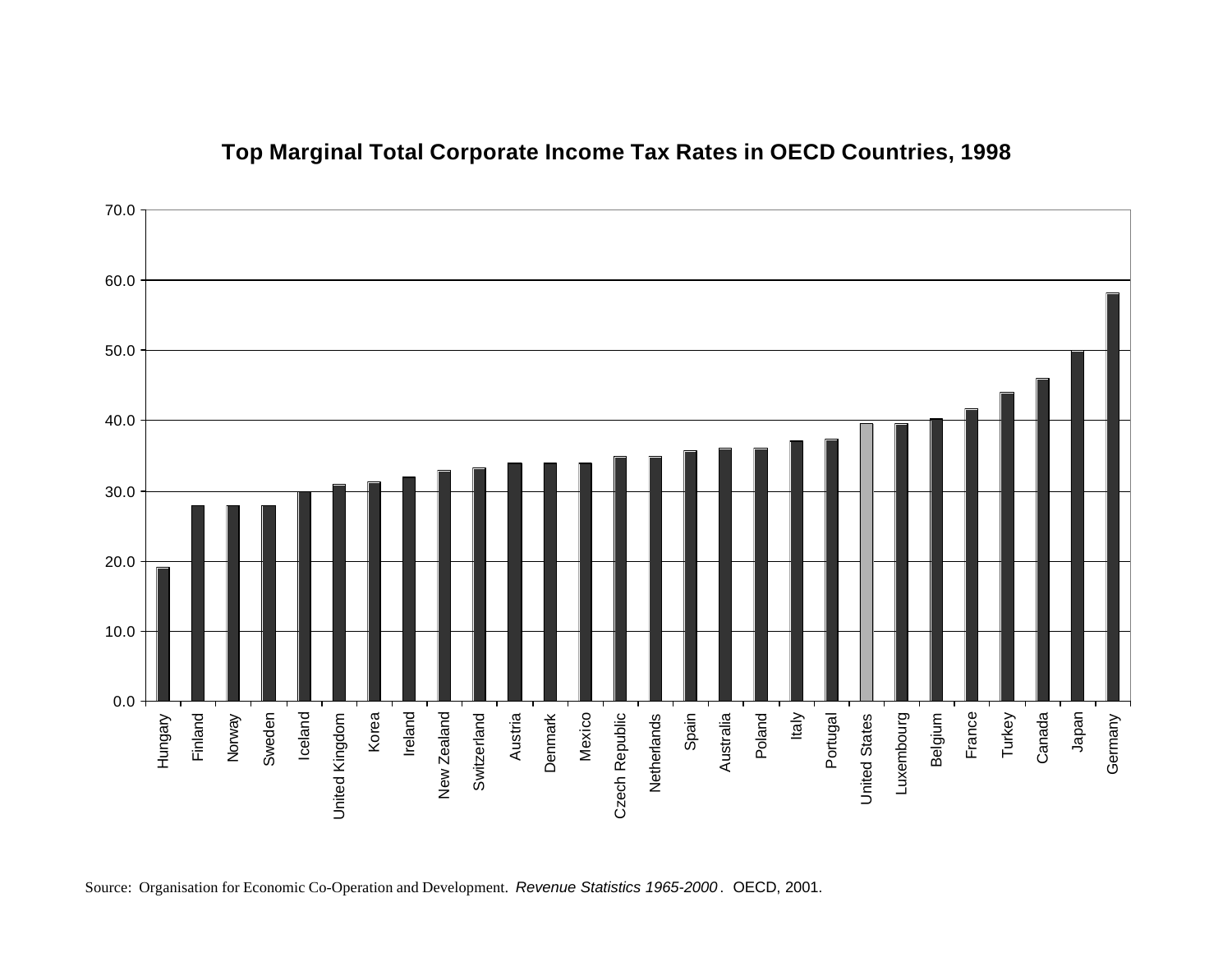**Top Marginal Total Corporate Income Tax Rates in OECD Countries, 1998**

| Country | Rate (approx.) |
|---|---|
| Hungary | 19.0 |
| Finland | 28.0 |
| Norway | 28.0 |
| Sweden | 28.0 |
| Iceland | 30.0 |
| United Kingdom | 31.0 |
| Korea | 31.3 |
| Ireland | 32.0 |
| New Zealand | 33.0 |
| Switzerland | 33.3 |
| Austria | 34.0 |
| Denmark | 34.0 |
| Mexico | 34.0 |
| Czech Republic | 35.0 |
| Netherlands | 35.0 |
| Spain | 35.8 |
| Australia | 36.0 |
| Poland | 36.0 |
| Italy | 37.2 |
| Portugal | 37.4 |
| United States | 39.6 |
| Luxembourg | 39.6 |
| Belgium | 40.2 |
| France | 41.7 |
| Turkey | 44.0 |
| Canada | 46.0 |
| Japan | 49.9 |
| Germany | 58.2 |

Source: Organisation for Economic Co-Operation and Development. *Revenue Statistics 1965-2000*. OECD, 2001.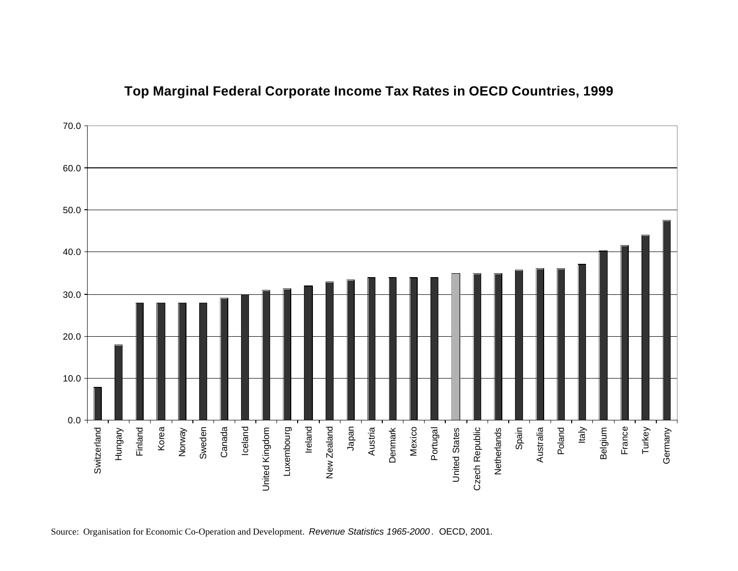**Top Marginal Federal Corporate Income Tax Rates in OECD Countries, 1999**

70.0
60.0
50.0
40.0
30.0
20.0
10.0
0.0

Switzerland
Hungary
Finland
Korea
Norway
Sweden
Canada
Iceland
United Kingdom
Luxembourg
Ireland
New Zealand
Japan
Austria
Denmark
Mexico
Portugal
United States
Czech Republic
Netherlands
Spain
Australia
Poland
Italy
Belgium
France
Turkey
Germany

Source: Organisation for Economic Co-Operation and Development. *Revenue Statistics 1965-2000*. OECD, 2001.